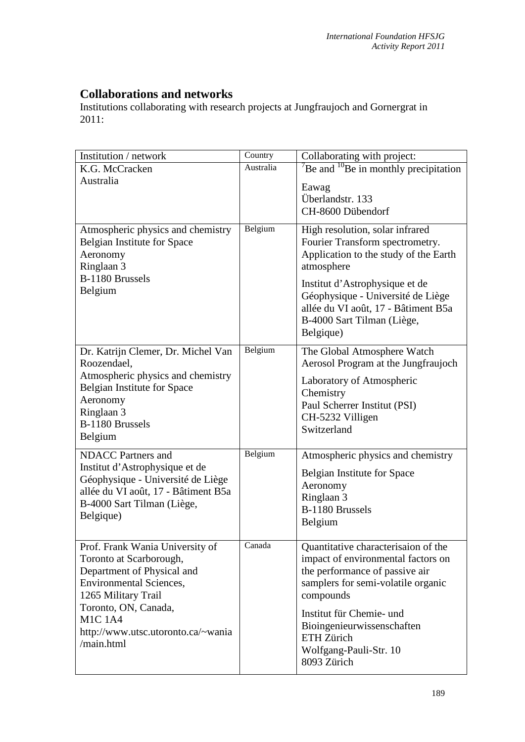## Collaborations and networks

Institutions collaborating with research projects at Jungfraujoch and Gornergrat in 2011:

| Institution / network | Country | Collaborating with project: |
|---|---|---|
| K.G. McCracken<br>Australia | Australia | $^{7}Be$ and $^{10}Be$ in monthly precipitation<br><br>Eawag<br>Überlandstr. 133<br>CH-8600 Dübendorf |
| Atmospheric physics and chemistry<br>Belgian Institute for Space Aeronomy<br>Ringlaan 3<br>B-1180 Brussels<br>Belgium | Belgium | High resolution, solar infrared Fourier Transform spectrometry. Application to the study of the Earth atmosphere<br><br>Institut d'Astrophysique et de Géophysique - Université de Liège<br>allée du VI août, 17 - Bâtiment B5a<br>B-4000 Sart Tilman (Liège, Belgique) |
| Dr. Katrijn Clemer, Dr. Michel Van Roozendael,<br>Atmospheric physics and chemistry<br>Belgian Institute for Space Aeronomy<br>Ringlaan 3<br>B-1180 Brussels<br>Belgium | Belgium | The Global Atmosphere Watch Aerosol Program at the Jungfraujoch<br><br>Laboratory of Atmospheric Chemistry<br>Paul Scherrer Institut (PSI)<br>CH-5232 Villigen<br>Switzerland |
| NDACC Partners and<br>Institut d'Astrophysique et de Géophysique - Université de Liège<br>allée du VI août, 17 - Bâtiment B5a<br>B-4000 Sart Tilman (Liège, Belgique) | Belgium | Atmospheric physics and chemistry<br><br>Belgian Institute for Space Aeronomy<br>Ringlaan 3<br>B-1180 Brussels<br>Belgium |
| Prof. Frank Wania University of Toronto at Scarborough,<br>Department of Physical and Environmental Sciences,<br>1265 Military Trail<br>Toronto, ON, Canada,<br>M1C 1A4<br>http://www.utsc.utoronto.ca/~wania/main.html | Canada | Quantitative characterisaion of the impact of environmental factors on the performance of passive air samplers for semi-volatile organic compounds<br><br>Institut für Chemie- und Bioingenieurwissenschaften<br>ETH Zürich<br>Wolfgang-Pauli-Str. 10<br>8093 Zürich |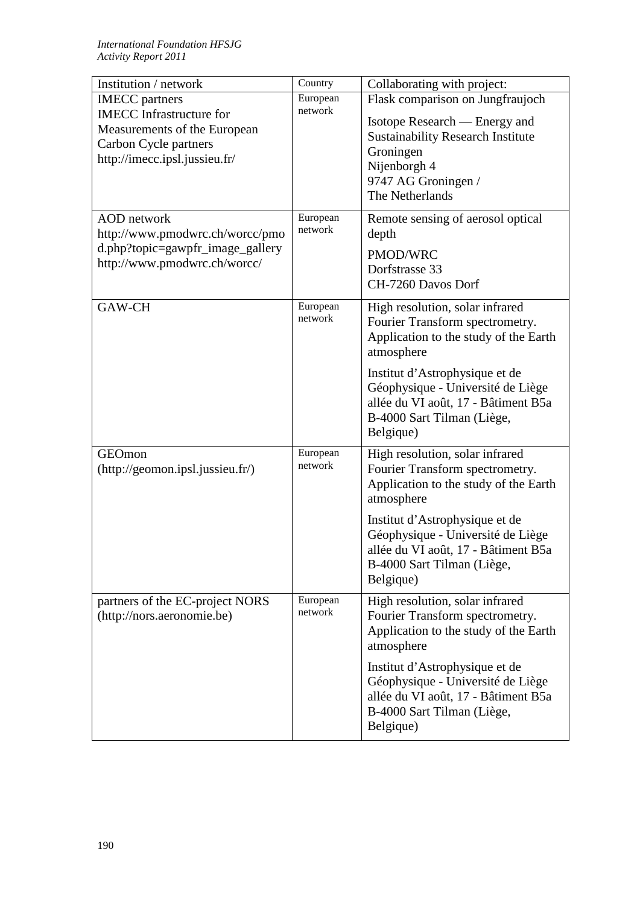| Institution / network | Country | Collaborating with project: |
|---|---|---|
| IMECC partners<br>IMECC Infrastructure for Measurements of the European Carbon Cycle partners<br>http://imecc.ipsl.jussieu.fr/ | European network | Flask comparison on Jungfraujoch<br><br>Isotope Research — Energy and Sustainability Research Institute Groningen<br>Nijenborgh 4<br>9747 AG Groningen /<br>The Netherlands |
| AOD network<br>http://www.pmodwrc.ch/worcc/pmod.php?topic=gawpfr_image_gallery<br>http://www.pmodwrc.ch/worcc/ | European network | Remote sensing of aerosol optical depth<br><br>PMOD/WRC<br>Dorfstrasse 33<br>CH-7260 Davos Dorf |
| GAW-CH | European network | High resolution, solar infrared Fourier Transform spectrometry. Application to the study of the Earth atmosphere<br><br>Institut d'Astrophysique et de Géophysique - Université de Liège<br>allée du VI août, 17 - Bâtiment B5a<br>B-4000 Sart Tilman (Liège, Belgique) |
| GEOmon<br>(http://geomon.ipsl.jussieu.fr/) | European network | High resolution, solar infrared Fourier Transform spectrometry. Application to the study of the Earth atmosphere<br><br>Institut d'Astrophysique et de Géophysique - Université de Liège<br>allée du VI août, 17 - Bâtiment B5a<br>B-4000 Sart Tilman (Liège, Belgique) |
| partners of the EC-project NORS<br>(http://nors.aeronomie.be) | European network | High resolution, solar infrared Fourier Transform spectrometry. Application to the study of the Earth atmosphere<br><br>Institut d'Astrophysique et de Géophysique - Université de Liège<br>allée du VI août, 17 - Bâtiment B5a<br>B-4000 Sart Tilman (Liège, Belgique) |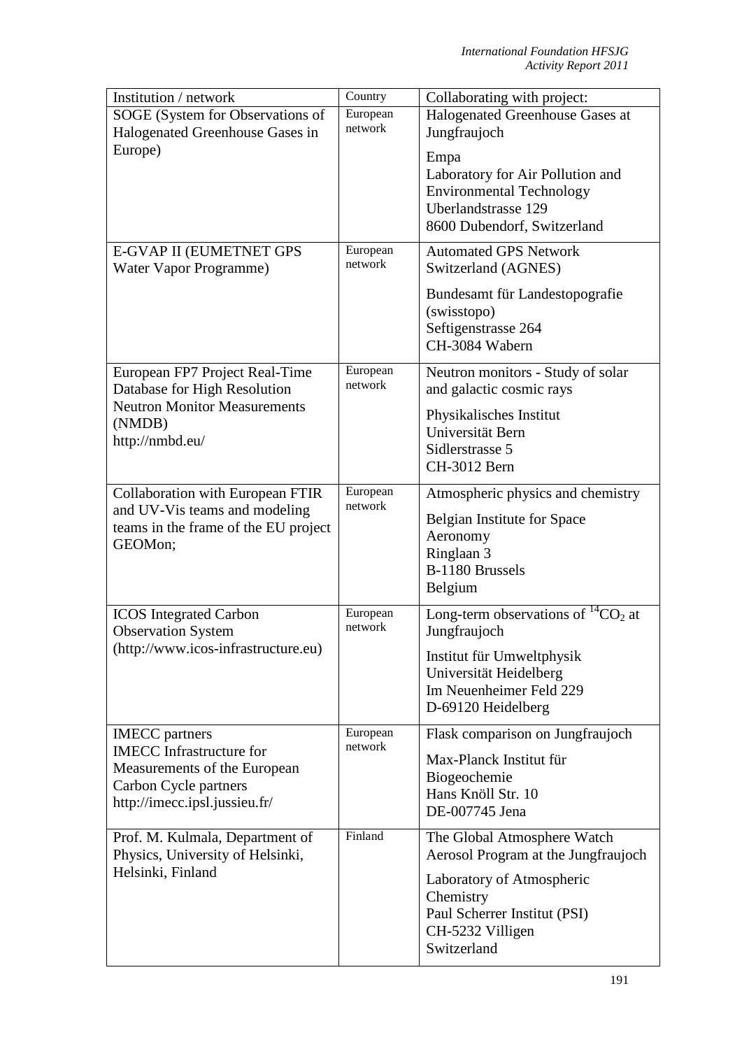| Institution / network | Country | Collaborating with project: |
|---|---|---|
| SOGE (System for Observations of Halogenated Greenhouse Gases in Europe) | European network | Halogenated Greenhouse Gases at Jungfraujoch<br><br>Empa<br>Laboratory for Air Pollution and Environmental Technology<br>Uberlandstrasse 129<br>8600 Dubendorf, Switzerland |
| E-GVAP II (EUMETNET GPS Water Vapor Programme) | European network | Automated GPS Network Switzerland (AGNES)<br><br>Bundesamt für Landestopografie (swisstopo)<br>Seftigenstrasse 264<br>CH-3084 Wabern |
| European FP7 Project Real-Time Database for High Resolution Neutron Monitor Measurements (NMDB)<br>http://nmbd.eu/ | European network | Neutron monitors - Study of solar and galactic cosmic rays<br><br>Physikalisches Institut<br>Universität Bern<br>Sidlerstrasse 5<br>CH-3012 Bern |
| Collaboration with European FTIR and UV-Vis teams and modeling teams in the frame of the EU project GEOMon; | European network | Atmospheric physics and chemistry<br><br>Belgian Institute for Space Aeronomy<br>Ringlaan 3<br>B-1180 Brussels<br>Belgium |
| ICOS Integrated Carbon Observation System<br>(http://www.icos-infrastructure.eu) | European network | Long-term observations of $^{14}CO_2$ at Jungfraujoch<br><br>Institut für Umweltphysik<br>Universität Heidelberg<br>Im Neuenheimer Feld 229<br>D-69120 Heidelberg |
| IMECC partners<br>IMECC Infrastructure for Measurements of the European Carbon Cycle partners<br>http://imecc.ipsl.jussieu.fr/ | European network | Flask comparison on Jungfraujoch<br><br>Max-Planck Institut für Biogeochemie<br>Hans Knöll Str. 10<br>DE-007745 Jena |
| Prof. M. Kulmala, Department of Physics, University of Helsinki, Helsinki, Finland | Finland | The Global Atmosphere Watch Aerosol Program at the Jungfraujoch<br><br>Laboratory of Atmospheric Chemistry<br>Paul Scherrer Institut (PSI)<br>CH-5232 Villigen<br>Switzerland |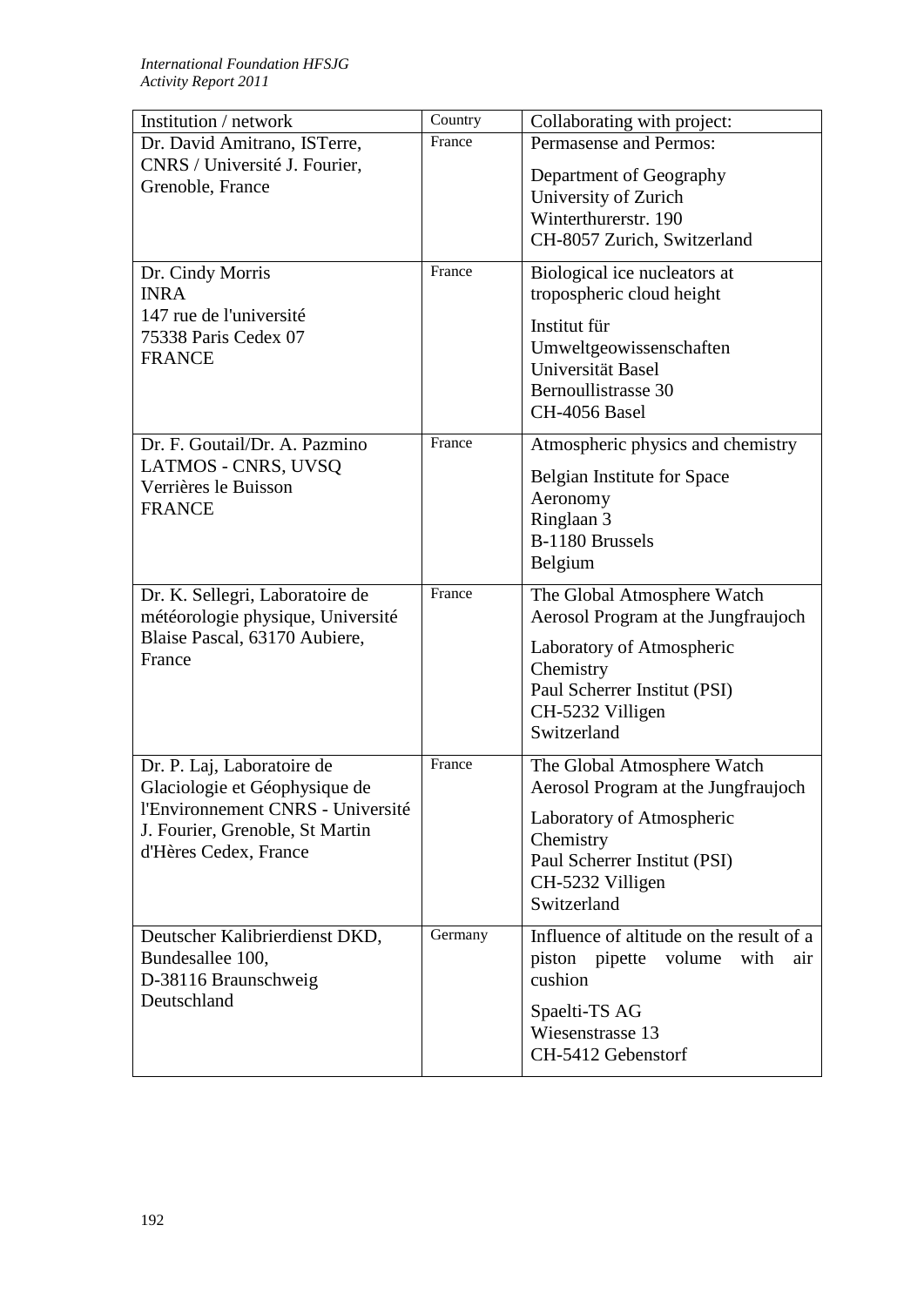| Institution / network | Country | Collaborating with project: |
|---|---|---|
| Dr. David Amitrano, ISTerre, CNRS / Université J. Fourier, Grenoble, France | France | Permasense and Permos:<br><br>Department of Geography<br>University of Zurich<br>Winterthurerstr. 190<br>CH-8057 Zurich, Switzerland |
| Dr. Cindy Morris<br>INRA<br>147 rue de l'université<br>75338 Paris Cedex 07<br>FRANCE | France | Biological ice nucleators at tropospheric cloud height<br><br>Institut für Umweltgeowissenschaften<br>Universität Basel<br>Bernoullistrasse 30<br>CH-4056 Basel |
| Dr. F. Goutail/Dr. A. Pazmino<br>LATMOS - CNRS, UVSQ<br>Verrières le Buisson<br>FRANCE | France | Atmospheric physics and chemistry<br><br>Belgian Institute for Space Aeronomy<br>Ringlaan 3<br>B-1180 Brussels<br>Belgium |
| Dr. K. Sellegri, Laboratoire de météorologie physique, Université Blaise Pascal, 63170 Aubiere, France | France | The Global Atmosphere Watch Aerosol Program at the Jungfraujoch<br><br>Laboratory of Atmospheric Chemistry<br>Paul Scherrer Institut (PSI)<br>CH-5232 Villigen<br>Switzerland |
| Dr. P. Laj, Laboratoire de Glaciologie et Géophysique de l'Environnement CNRS - Université J. Fourier, Grenoble, St Martin d'Hères Cedex, France | France | The Global Atmosphere Watch Aerosol Program at the Jungfraujoch<br><br>Laboratory of Atmospheric Chemistry<br>Paul Scherrer Institut (PSI)<br>CH-5232 Villigen<br>Switzerland |
| Deutscher Kalibrierdienst DKD,<br>Bundesallee 100,<br>D-38116 Braunschweig<br>Deutschland | Germany | Influence of altitude on the result of a piston pipette volume with air cushion<br><br>Spaelti-TS AG<br>Wiesenstrasse 13<br>CH-5412 Gebenstorf |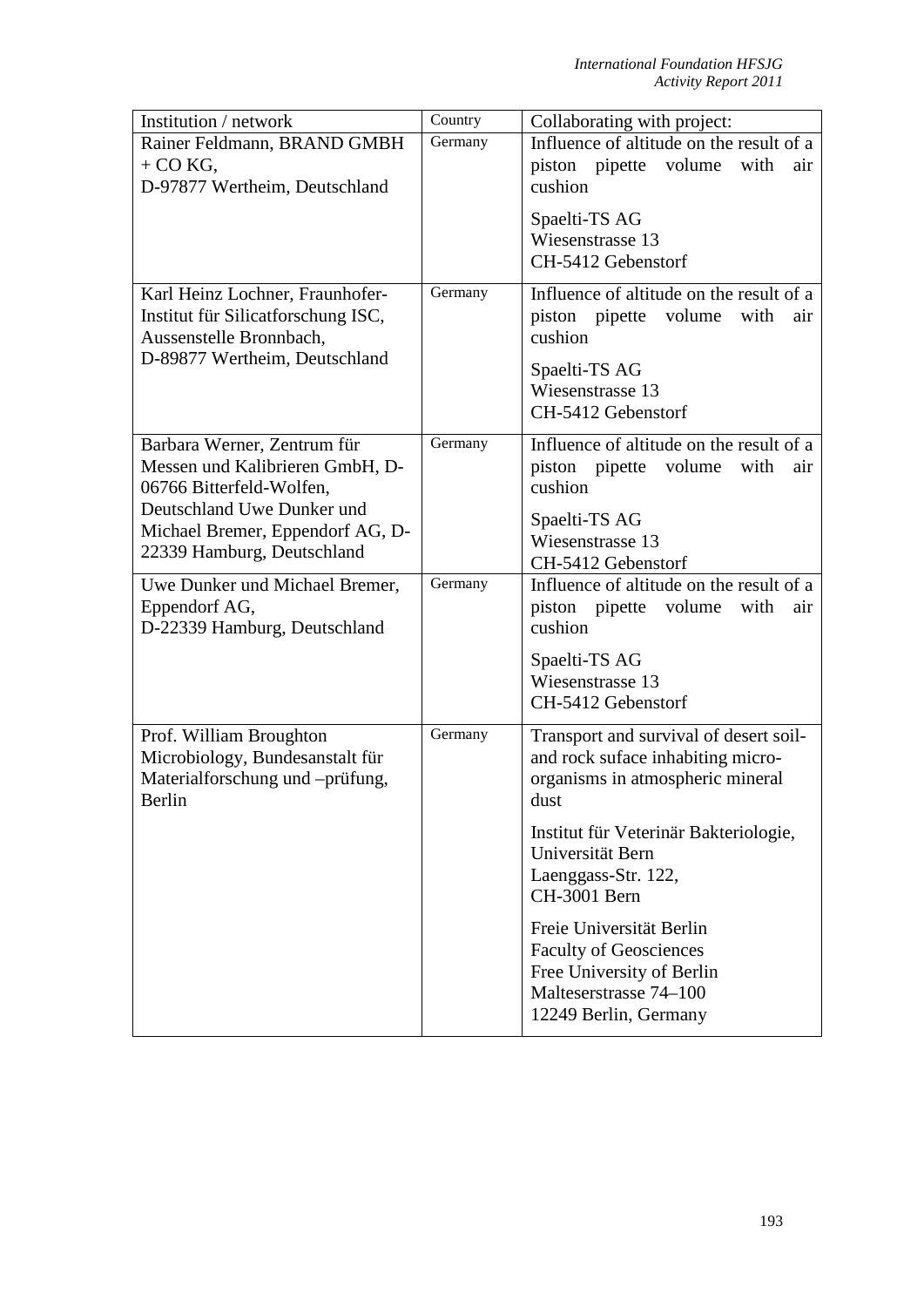| Institution / network | Country | Collaborating with project: |
|---|---|---|
| Rainer Feldmann, BRAND GMBH + CO KG, D-97877 Wertheim, Deutschland | Germany | Influence of altitude on the result of a piston pipette volume with air cushion<br><br>Spaelti-TS AG<br>Wiesenstrasse 13<br>CH-5412 Gebenstorf |
| Karl Heinz Lochner, Fraunhofer-Institut für Silicatforschung ISC, Aussenstelle Bronnbach, D-89877 Wertheim, Deutschland | Germany | Influence of altitude on the result of a piston pipette volume with air cushion<br><br>Spaelti-TS AG<br>Wiesenstrasse 13<br>CH-5412 Gebenstorf |
| Barbara Werner, Zentrum für Messen und Kalibrieren GmbH, D-06766 Bitterfeld-Wolfen, Deutschland Uwe Dunker und Michael Bremer, Eppendorf AG, D-22339 Hamburg, Deutschland | Germany | Influence of altitude on the result of a piston pipette volume with air cushion<br><br>Spaelti-TS AG<br>Wiesenstrasse 13<br>CH-5412 Gebenstorf |
| Uwe Dunker und Michael Bremer, Eppendorf AG, D-22339 Hamburg, Deutschland | Germany | Influence of altitude on the result of a piston pipette volume with air cushion<br><br>Spaelti-TS AG<br>Wiesenstrasse 13<br>CH-5412 Gebenstorf |
| Prof. William Broughton Microbiology, Bundesanstalt für Materialforschung und –prüfung, Berlin | Germany | Transport and survival of desert soil- and rock suface inhabiting micro-organisms in atmospheric mineral dust<br><br>Institut für Veterinär Bakteriologie, Universität Bern<br>Laenggass-Str. 122,<br>CH-3001 Bern<br><br>Freie Universität Berlin<br>Faculty of Geosciences<br>Free University of Berlin<br>Malteserstrasse 74–100<br>12249 Berlin, Germany |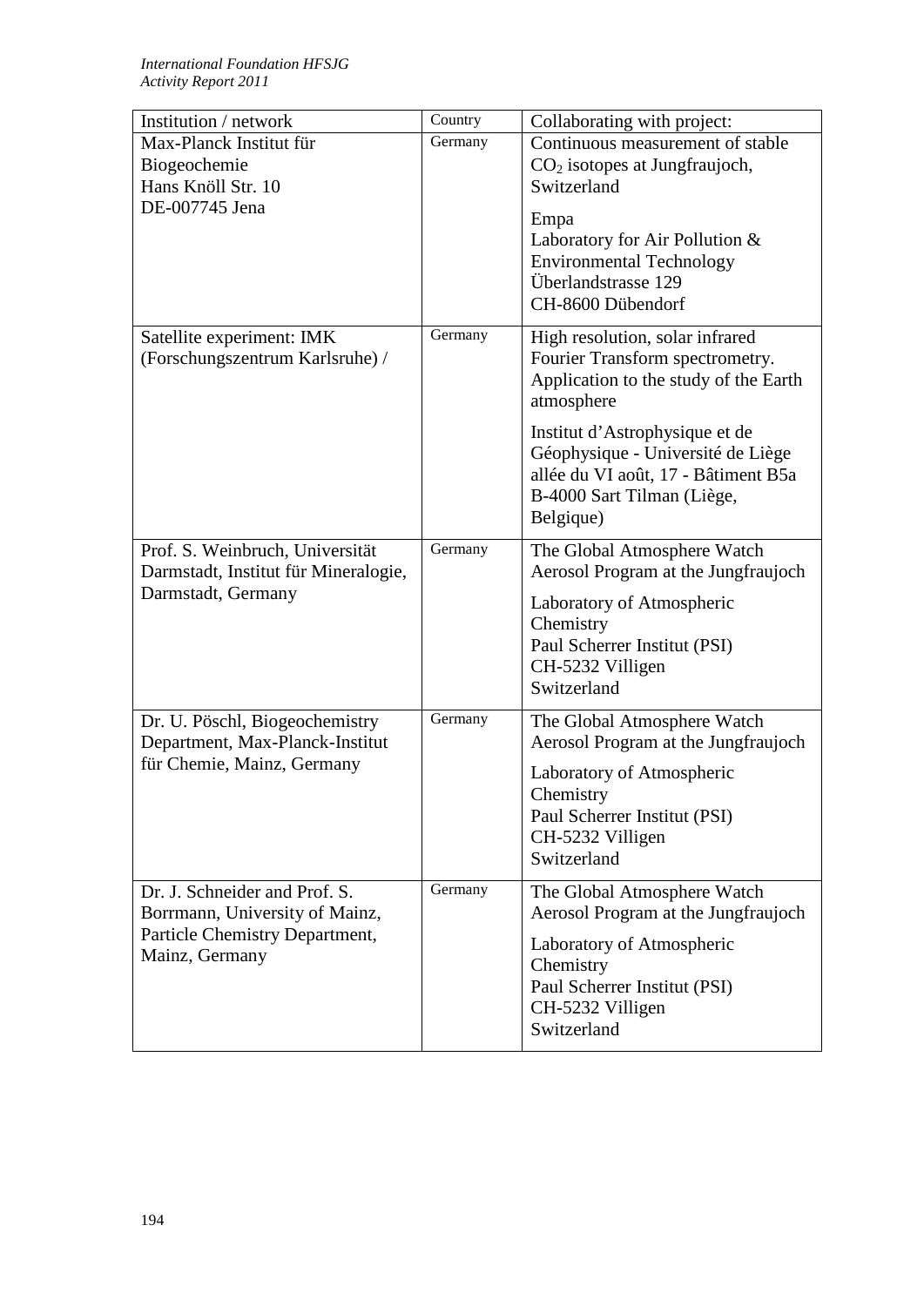| Institution / network | Country | Collaborating with project: |
| --- | --- | --- |
| Max-Planck Institut für Biogeochemie<br>Hans Knöll Str. 10<br>DE-007745 Jena | Germany | Continuous measurement of stable $CO_2$ isotopes at Jungfraujoch, Switzerland<br><br>Empa<br>Laboratory for Air Pollution & Environmental Technology<br>Überlandstrasse 129<br>CH-8600 Dübendorf |
| Satellite experiment: IMK (Forschungszentrum Karlsruhe) / | Germany | High resolution, solar infrared Fourier Transform spectrometry. Application to the study of the Earth atmosphere<br><br>Institut d'Astrophysique et de Géophysique - Université de Liège<br>allée du VI août, 17 - Bâtiment B5a<br>B-4000 Sart Tilman (Liège, Belgique) |
| Prof. S. Weinbruch, Universität Darmstadt, Institut für Mineralogie, Darmstadt, Germany | Germany | The Global Atmosphere Watch Aerosol Program at the Jungfraujoch<br><br>Laboratory of Atmospheric Chemistry<br>Paul Scherrer Institut (PSI)<br>CH-5232 Villigen<br>Switzerland |
| Dr. U. Pöschl, Biogeochemistry Department, Max-Planck-Institut für Chemie, Mainz, Germany | Germany | The Global Atmosphere Watch Aerosol Program at the Jungfraujoch<br><br>Laboratory of Atmospheric Chemistry<br>Paul Scherrer Institut (PSI)<br>CH-5232 Villigen<br>Switzerland |
| Dr. J. Schneider and Prof. S. Borrmann, University of Mainz, Particle Chemistry Department, Mainz, Germany | Germany | The Global Atmosphere Watch Aerosol Program at the Jungfraujoch<br><br>Laboratory of Atmospheric Chemistry<br>Paul Scherrer Institut (PSI)<br>CH-5232 Villigen<br>Switzerland |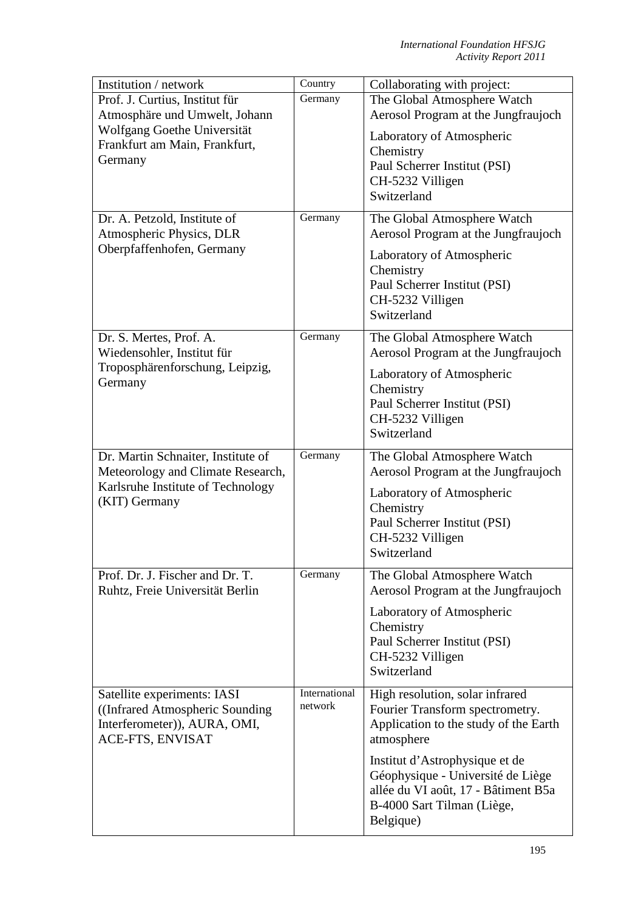| Institution / network | Country | Collaborating with project: |
|---|---|---|
| Prof. J. Curtius, Institut für Atmosphäre und Umwelt, Johann Wolfgang Goethe Universität Frankfurt am Main, Frankfurt, Germany | Germany | The Global Atmosphere Watch Aerosol Program at the Jungfraujoch<br><br>Laboratory of Atmospheric Chemistry<br>Paul Scherrer Institut (PSI)<br>CH-5232 Villigen<br>Switzerland |
| Dr. A. Petzold, Institute of Atmospheric Physics, DLR Oberpfaffenhofen, Germany | Germany | The Global Atmosphere Watch Aerosol Program at the Jungfraujoch<br><br>Laboratory of Atmospheric Chemistry<br>Paul Scherrer Institut (PSI)<br>CH-5232 Villigen<br>Switzerland |
| Dr. S. Mertes, Prof. A. Wiedensohler, Institut für Troposphärenforschung, Leipzig, Germany | Germany | The Global Atmosphere Watch Aerosol Program at the Jungfraujoch<br><br>Laboratory of Atmospheric Chemistry<br>Paul Scherrer Institut (PSI)<br>CH-5232 Villigen<br>Switzerland |
| Dr. Martin Schnaiter, Institute of Meteorology and Climate Research, Karlsruhe Institute of Technology (KIT) Germany | Germany | The Global Atmosphere Watch Aerosol Program at the Jungfraujoch<br><br>Laboratory of Atmospheric Chemistry<br>Paul Scherrer Institut (PSI)<br>CH-5232 Villigen<br>Switzerland |
| Prof. Dr. J. Fischer and Dr. T. Ruhtz, Freie Universität Berlin | Germany | The Global Atmosphere Watch Aerosol Program at the Jungfraujoch<br><br>Laboratory of Atmospheric Chemistry<br>Paul Scherrer Institut (PSI)<br>CH-5232 Villigen<br>Switzerland |
| Satellite experiments: IASI ((Infrared Atmospheric Sounding Interferometer)), AURA, OMI, ACE-FTS, ENVISAT | International network | High resolution, solar infrared Fourier Transform spectrometry. Application to the study of the Earth atmosphere<br><br>Institut d'Astrophysique et de Géophysique - Université de Liège<br>allée du VI août, 17 - Bâtiment B5a<br>B-4000 Sart Tilman (Liège, Belgique) |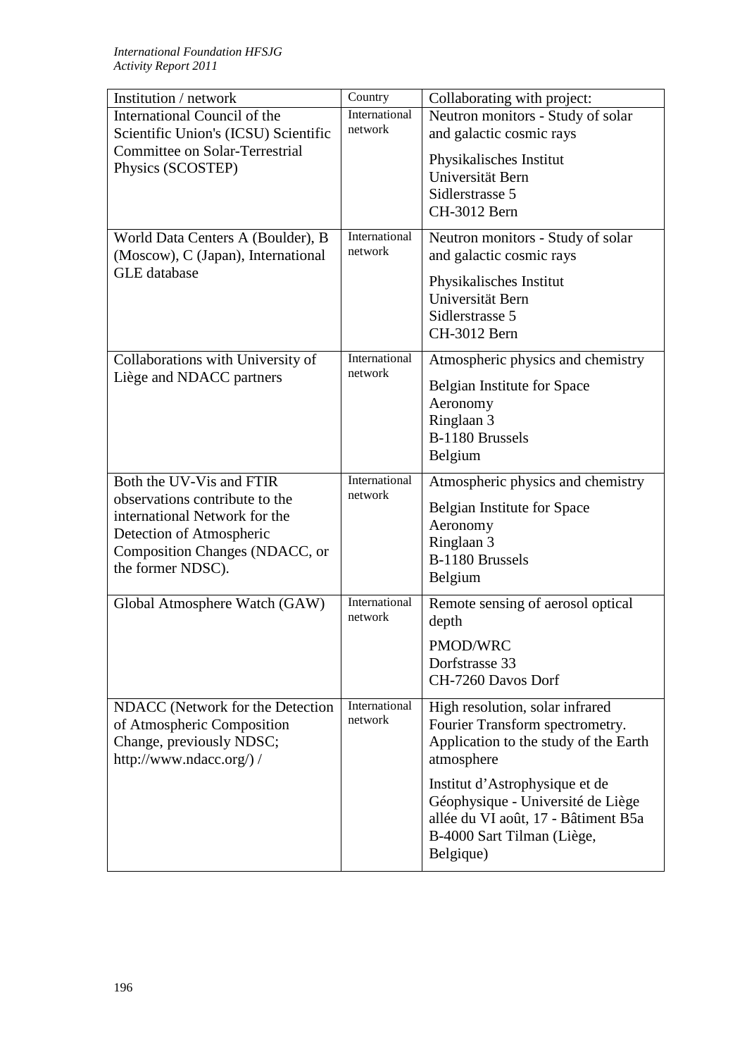| Institution / network | Country | Collaborating with project: |
|---|---|---|
| International Council of the Scientific Union's (ICSU) Scientific Committee on Solar-Terrestrial Physics (SCOSTEP) | International network | Neutron monitors - Study of solar and galactic cosmic rays<br><br>Physikalisches Institut<br>Universität Bern<br>Sidlerstrasse 5<br>CH-3012 Bern |
| World Data Centers A (Boulder), B (Moscow), C (Japan), International GLE database | International network | Neutron monitors - Study of solar and galactic cosmic rays<br><br>Physikalisches Institut<br>Universität Bern<br>Sidlerstrasse 5<br>CH-3012 Bern |
| Collaborations with University of Liège and NDACC partners | International network | Atmospheric physics and chemistry<br><br>Belgian Institute for Space Aeronomy<br>Ringlaan 3<br>B-1180 Brussels<br>Belgium |
| Both the UV-Vis and FTIR observations contribute to the international Network for the Detection of Atmospheric Composition Changes (NDACC, or the former NDSC). | International network | Atmospheric physics and chemistry<br><br>Belgian Institute for Space Aeronomy<br>Ringlaan 3<br>B-1180 Brussels<br>Belgium |
| Global Atmosphere Watch (GAW) | International network | Remote sensing of aerosol optical depth<br><br>PMOD/WRC<br>Dorfstrasse 33<br>CH-7260 Davos Dorf |
| NDACC (Network for the Detection of Atmospheric Composition Change, previously NDSC; http://www.ndacc.org/) / | International network | High resolution, solar infrared Fourier Transform spectrometry. Application to the study of the Earth atmosphere<br><br>Institut d'Astrophysique et de Géophysique - Université de Liège<br>allée du VI août, 17 - Bâtiment B5a<br>B-4000 Sart Tilman (Liège, Belgique) |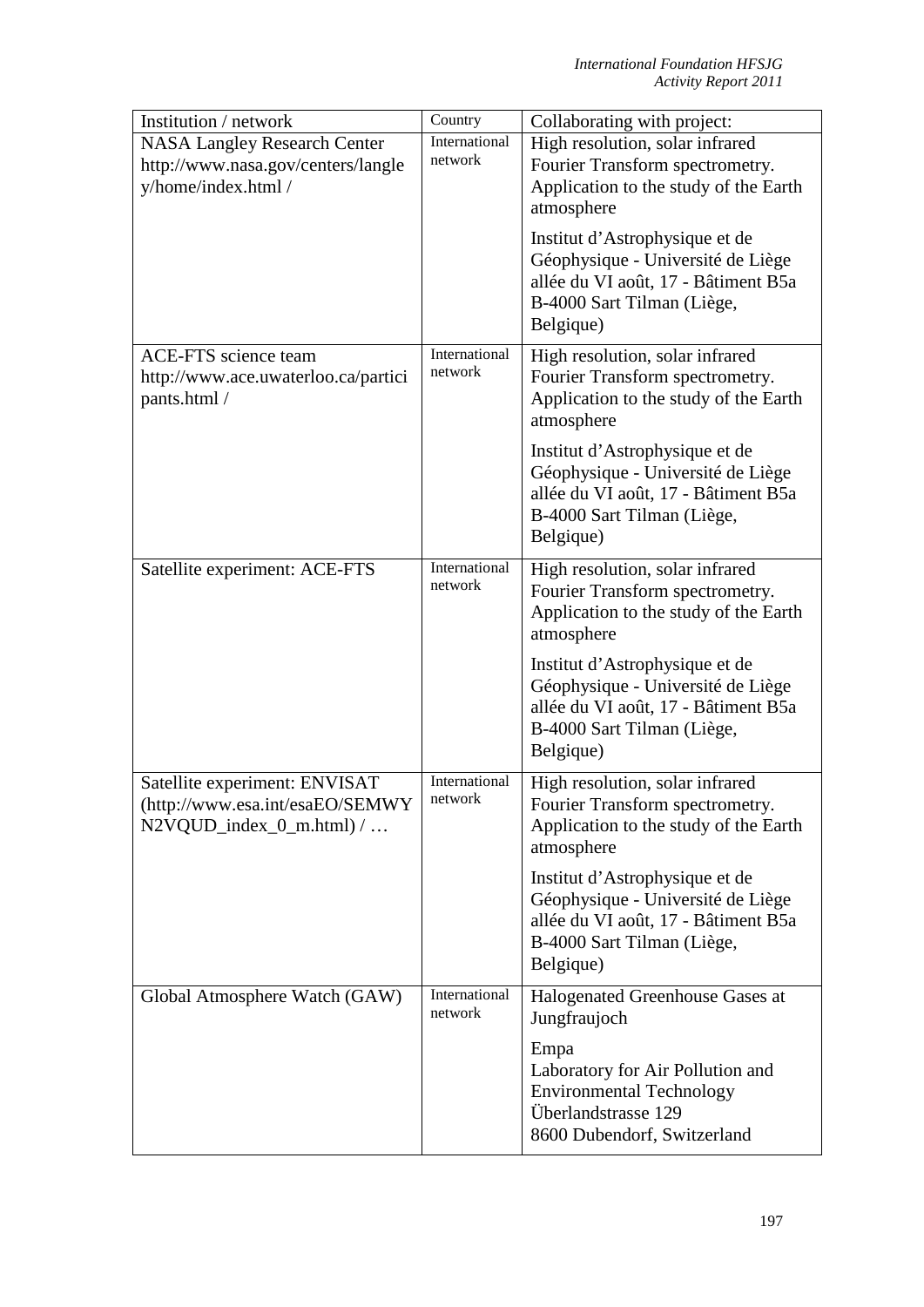| Institution / network | Country | Collaborating with project: |
|---|---|---|
| NASA Langley Research Center http://www.nasa.gov/centers/langley/home/index.html / | International network | High resolution, solar infrared Fourier Transform spectrometry. Application to the study of the Earth atmosphere<br><br>Institut d'Astrophysique et de Géophysique - Université de Liège allée du VI août, 17 - Bâtiment B5a B-4000 Sart Tilman (Liège, Belgique) |
| ACE-FTS science team http://www.ace.uwaterloo.ca/participants.html / | International network | High resolution, solar infrared Fourier Transform spectrometry. Application to the study of the Earth atmosphere<br><br>Institut d'Astrophysique et de Géophysique - Université de Liège allée du VI août, 17 - Bâtiment B5a B-4000 Sart Tilman (Liège, Belgique) |
| Satellite experiment: ACE-FTS | International network | High resolution, solar infrared Fourier Transform spectrometry. Application to the study of the Earth atmosphere<br><br>Institut d'Astrophysique et de Géophysique - Université de Liège allée du VI août, 17 - Bâtiment B5a B-4000 Sart Tilman (Liège, Belgique) |
| Satellite experiment: ENVISAT (http://www.esa.int/esaEO/SEMWYN2VQUD_index_0_m.html) / … | International network | High resolution, solar infrared Fourier Transform spectrometry. Application to the study of the Earth atmosphere<br><br>Institut d'Astrophysique et de Géophysique - Université de Liège allée du VI août, 17 - Bâtiment B5a B-4000 Sart Tilman (Liège, Belgique) |
| Global Atmosphere Watch (GAW) | International network | Halogenated Greenhouse Gases at Jungfraujoch<br><br>Empa<br>Laboratory for Air Pollution and Environmental Technology<br>Überlandstrasse 129<br>8600 Dubendorf, Switzerland |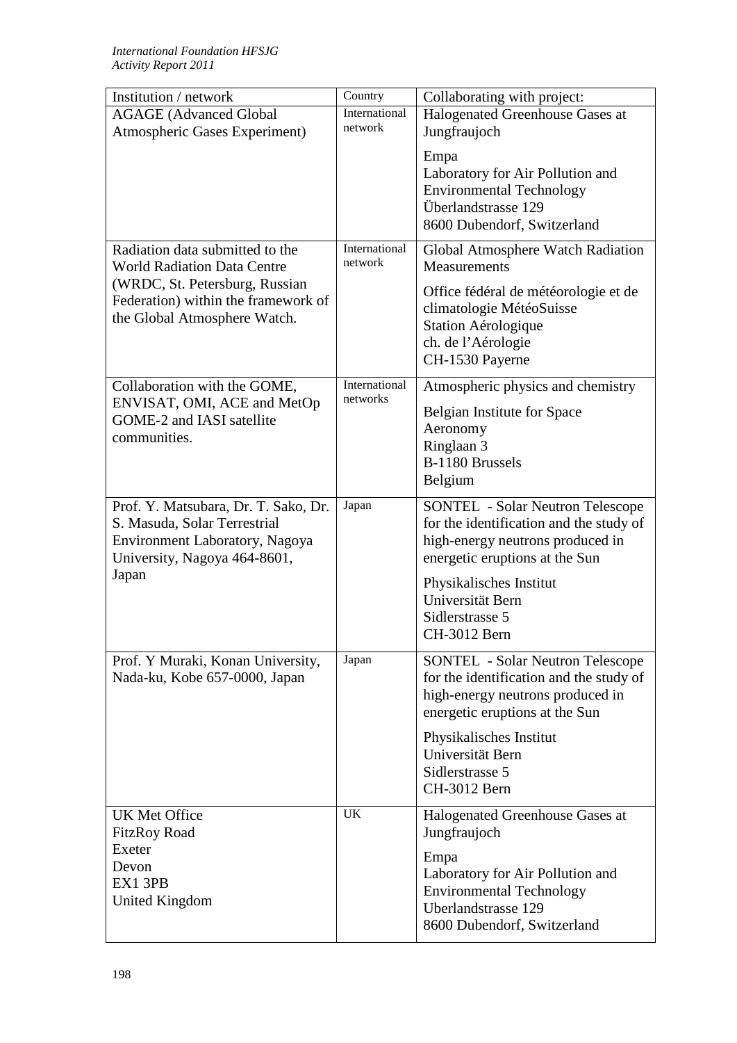| Institution / network | Country | Collaborating with project: |
|---|---|---|
| AGAGE (Advanced Global Atmospheric Gases Experiment) | International network | Halogenated Greenhouse Gases at Jungfraujoch<br><br>Empa<br>Laboratory for Air Pollution and Environmental Technology<br>Überlandstrasse 129<br>8600 Dubendorf, Switzerland |
| Radiation data submitted to the World Radiation Data Centre (WRDC, St. Petersburg, Russian Federation) within the framework of the Global Atmosphere Watch. | International network | Global Atmosphere Watch Radiation Measurements<br><br>Office fédéral de météorologie et de climatologie MétéoSuisse<br>Station Aérologique<br>ch. de l'Aérologie<br>CH-1530 Payerne |
| Collaboration with the GOME, ENVISAT, OMI, ACE and MetOp GOME-2 and IASI satellite communities. | International networks | Atmospheric physics and chemistry<br><br>Belgian Institute for Space Aeronomy<br>Ringlaan 3<br>B-1180 Brussels<br>Belgium |
| Prof. Y. Matsubara, Dr. T. Sako, Dr. S. Masuda, Solar Terrestrial Environment Laboratory, Nagoya University, Nagoya 464-8601, Japan | Japan | SONTEL - Solar Neutron Telescope for the identification and the study of high-energy neutrons produced in energetic eruptions at the Sun<br><br>Physikalisches Institut<br>Universität Bern<br>Sidlerstrasse 5<br>CH-3012 Bern |
| Prof. Y Muraki, Konan University, Nada-ku, Kobe 657-0000, Japan | Japan | SONTEL - Solar Neutron Telescope for the identification and the study of high-energy neutrons produced in energetic eruptions at the Sun<br><br>Physikalisches Institut<br>Universität Bern<br>Sidlerstrasse 5<br>CH-3012 Bern |
| UK Met Office<br>FitzRoy Road<br>Exeter<br>Devon<br>EX1 3PB<br>United Kingdom | UK | Halogenated Greenhouse Gases at Jungfraujoch<br><br>Empa<br>Laboratory for Air Pollution and Environmental Technology<br>Uberlandstrasse 129<br>8600 Dubendorf, Switzerland |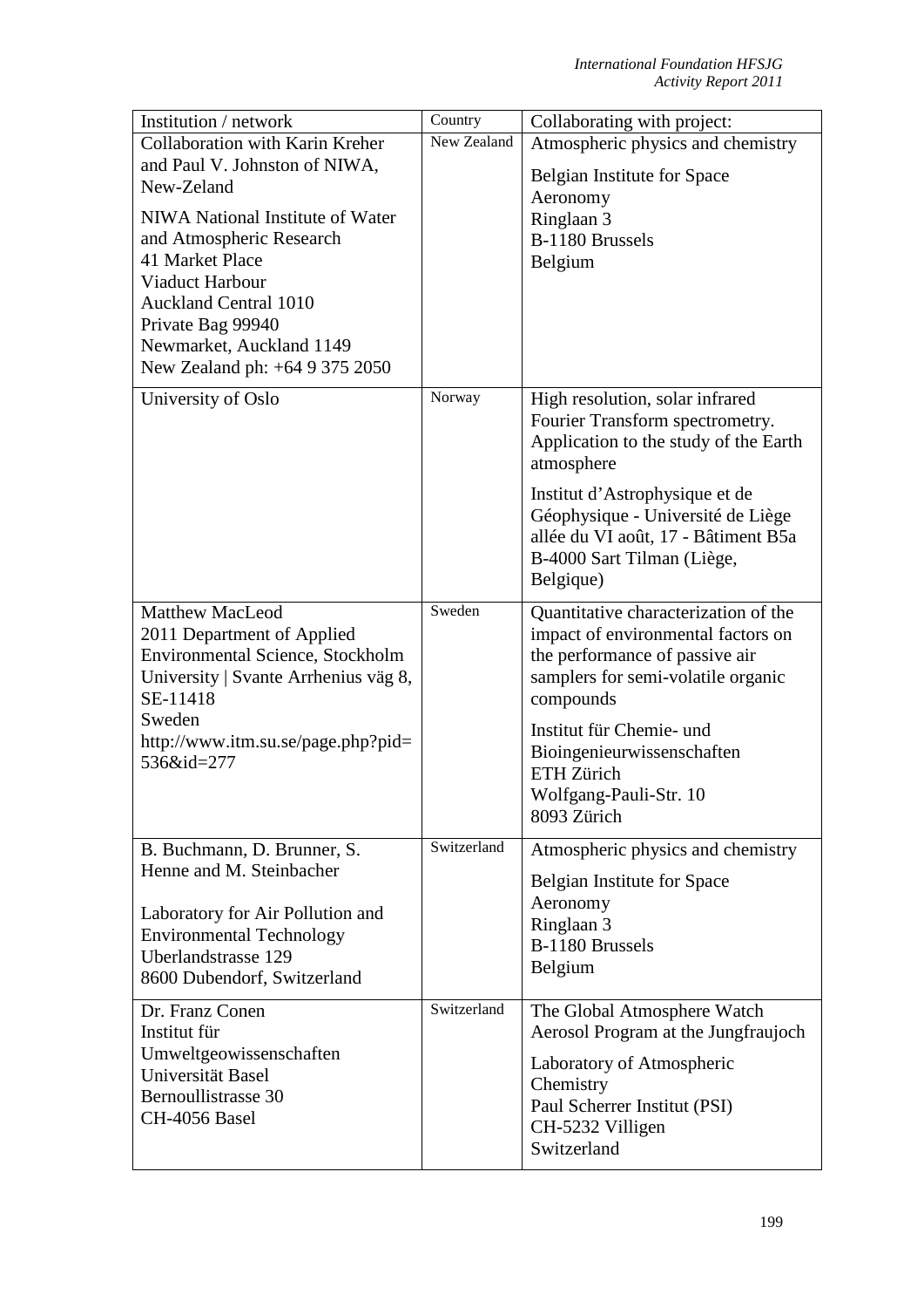| Institution / network | Country | Collaborating with project: |
|---|---|---|
| Collaboration with Karin Kreher and Paul V. Johnston of NIWA, New-Zeland<br><br>NIWA National Institute of Water and Atmospheric Research<br>41 Market Place<br>Viaduct Harbour<br>Auckland Central 1010<br>Private Bag 99940<br>Newmarket, Auckland 1149<br>New Zealand ph: +64 9 375 2050 | New Zealand | Atmospheric physics and chemistry<br><br>Belgian Institute for Space Aeronomy<br>Ringlaan 3<br>B-1180 Brussels<br>Belgium |
| University of Oslo | Norway | High resolution, solar infrared Fourier Transform spectrometry. Application to the study of the Earth atmosphere<br><br>Institut d'Astrophysique et de Géophysique - Université de Liège<br>allée du VI août, 17 - Bâtiment B5a<br>B-4000 Sart Tilman (Liège, Belgique) |
| Matthew MacLeod<br>2011 Department of Applied Environmental Science, Stockholm University \| Svante Arrhenius väg 8, SE-11418<br>Sweden<br>http://www.itm.su.se/page.php?pid=536&id=277 | Sweden | Quantitative characterization of the impact of environmental factors on the performance of passive air samplers for semi-volatile organic compounds<br><br>Institut für Chemie- und Bioingenieurwissenschaften<br>ETH Zürich<br>Wolfgang-Pauli-Str. 10<br>8093 Zürich |
| B. Buchmann, D. Brunner, S. Henne and M. Steinbacher<br><br>Laboratory for Air Pollution and Environmental Technology<br>Uberlandstrasse 129<br>8600 Dubendorf, Switzerland | Switzerland | Atmospheric physics and chemistry<br><br>Belgian Institute for Space Aeronomy<br>Ringlaan 3<br>B-1180 Brussels<br>Belgium |
| Dr. Franz Conen<br>Institut für Umweltgeowissenschaften<br>Universität Basel<br>Bernoullistrasse 30<br>CH-4056 Basel | Switzerland | The Global Atmosphere Watch Aerosol Program at the Jungfraujoch<br><br>Laboratory of Atmospheric Chemistry<br>Paul Scherrer Institut (PSI)<br>CH-5232 Villigen<br>Switzerland |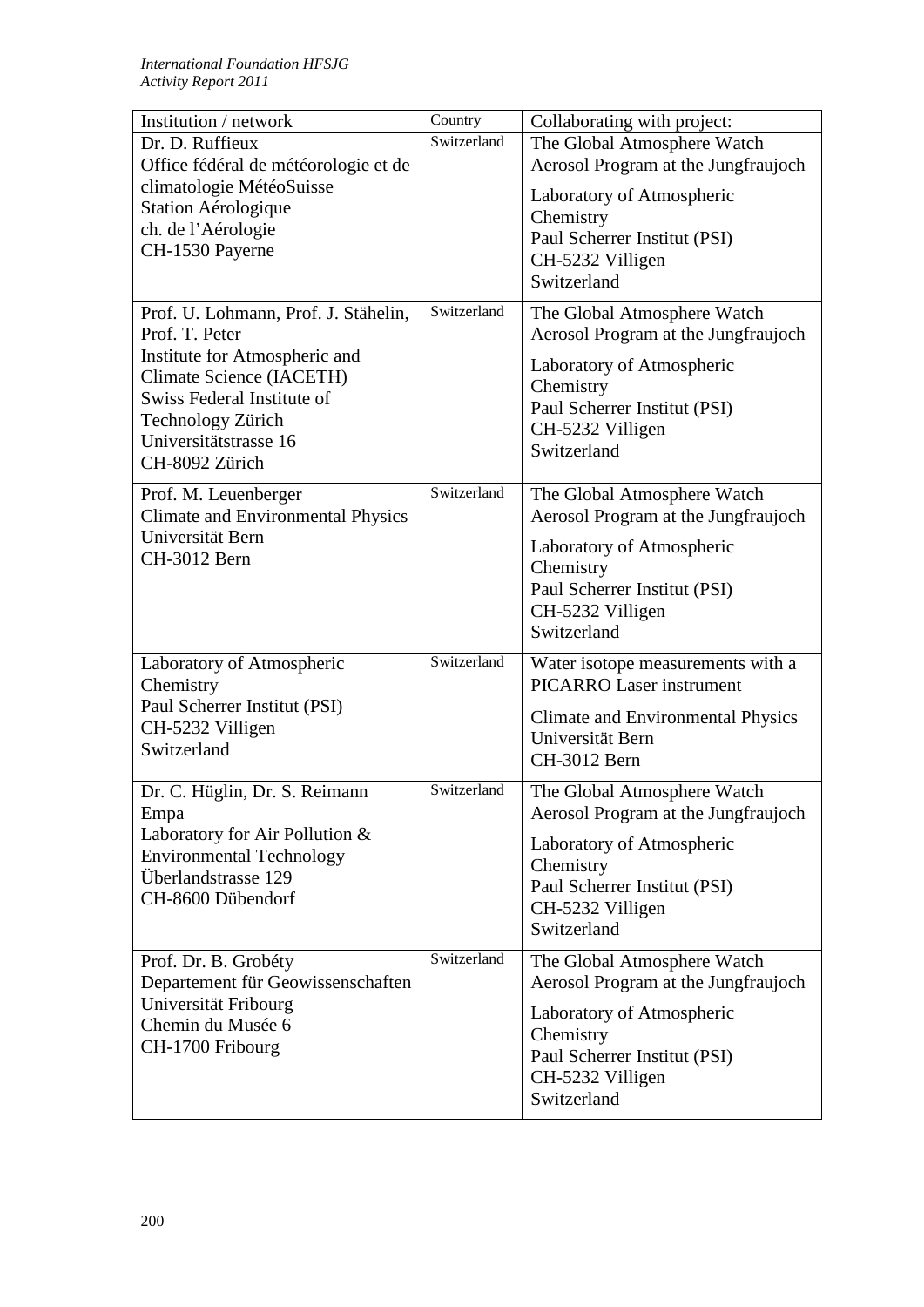| Institution / network | Country | Collaborating with project: |
| --- | --- | --- |
| Dr. D. Ruffieux<br>Office fédéral de météorologie et de climatologie MétéoSuisse<br>Station Aérologique<br>ch. de l'Aérologie<br>CH-1530 Payerne | Switzerland | The Global Atmosphere Watch Aerosol Program at the Jungfraujoch<br>Laboratory of Atmospheric Chemistry<br>Paul Scherrer Institut (PSI)<br>CH-5232 Villigen<br>Switzerland |
| Prof. U. Lohmann, Prof. J. Stähelin, Prof. T. Peter<br>Institute for Atmospheric and Climate Science (IACETH)<br>Swiss Federal Institute of Technology Zürich<br>Universitätstrasse 16<br>CH-8092 Zürich | Switzerland | The Global Atmosphere Watch Aerosol Program at the Jungfraujoch<br>Laboratory of Atmospheric Chemistry<br>Paul Scherrer Institut (PSI)<br>CH-5232 Villigen<br>Switzerland |
| Prof. M. Leuenberger<br>Climate and Environmental Physics<br>Universität Bern<br>CH-3012 Bern | Switzerland | The Global Atmosphere Watch Aerosol Program at the Jungfraujoch<br>Laboratory of Atmospheric Chemistry<br>Paul Scherrer Institut (PSI)<br>CH-5232 Villigen<br>Switzerland |
| Laboratory of Atmospheric Chemistry<br>Paul Scherrer Institut (PSI)<br>CH-5232 Villigen<br>Switzerland | Switzerland | Water isotope measurements with a PICARRO Laser instrument<br>Climate and Environmental Physics<br>Universität Bern<br>CH-3012 Bern |
| Dr. C. Hüglin, Dr. S. Reimann<br>Empa<br>Laboratory for Air Pollution & Environmental Technology<br>Überlandstrasse 129<br>CH-8600 Dübendorf | Switzerland | The Global Atmosphere Watch Aerosol Program at the Jungfraujoch<br>Laboratory of Atmospheric Chemistry<br>Paul Scherrer Institut (PSI)<br>CH-5232 Villigen<br>Switzerland |
| Prof. Dr. B. Grobéty<br>Departement für Geowissenschaften<br>Universität Fribourg<br>Chemin du Musée 6<br>CH-1700 Fribourg | Switzerland | The Global Atmosphere Watch Aerosol Program at the Jungfraujoch<br>Laboratory of Atmospheric Chemistry<br>Paul Scherrer Institut (PSI)<br>CH-5232 Villigen<br>Switzerland |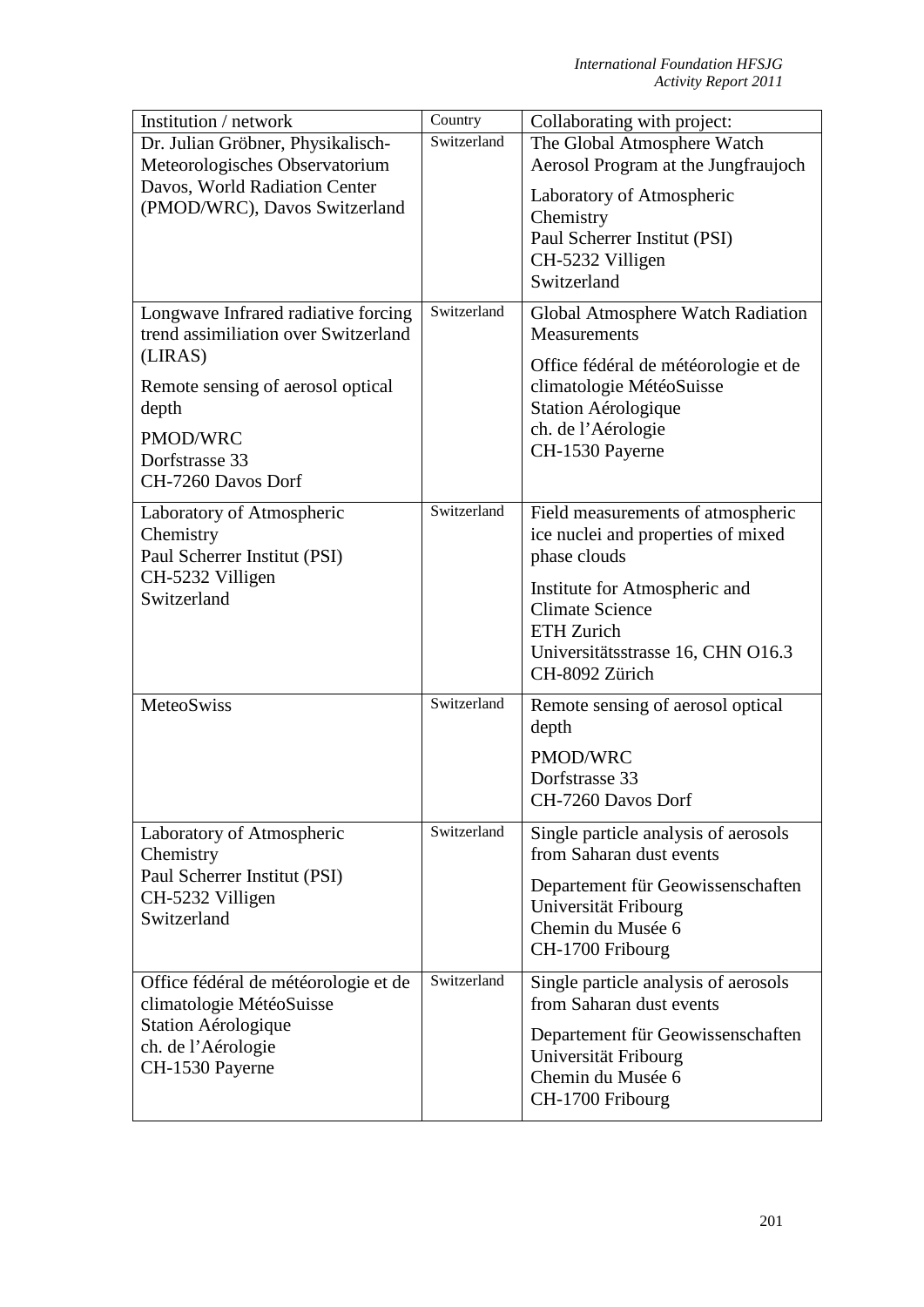| Institution / network | Country | Collaborating with project: |
|---|---|---|
| Dr. Julian Gröbner, Physikalisch-Meteorologisches Observatorium Davos, World Radiation Center (PMOD/WRC), Davos Switzerland | Switzerland | The Global Atmosphere Watch Aerosol Program at the Jungfraujoch<br><br>Laboratory of Atmospheric Chemistry<br>Paul Scherrer Institut (PSI)<br>CH-5232 Villigen<br>Switzerland |
| Longwave Infrared radiative forcing trend assimiliation over Switzerland (LIRAS)<br><br>Remote sensing of aerosol optical depth<br><br>PMOD/WRC<br>Dorfstrasse 33<br>CH-7260 Davos Dorf | Switzerland | Global Atmosphere Watch Radiation Measurements<br><br>Office fédéral de météorologie et de climatologie MétéoSuisse<br>Station Aérologique<br>ch. de l'Aérologie<br>CH-1530 Payerne |
| Laboratory of Atmospheric Chemistry<br>Paul Scherrer Institut (PSI)<br>CH-5232 Villigen<br>Switzerland | Switzerland | Field measurements of atmospheric ice nuclei and properties of mixed phase clouds<br><br>Institute for Atmospheric and Climate Science<br>ETH Zurich<br>Universitätsstrasse 16, CHN O16.3<br>CH-8092 Zürich |
| MeteoSwiss | Switzerland | Remote sensing of aerosol optical depth<br><br>PMOD/WRC<br>Dorfstrasse 33<br>CH-7260 Davos Dorf |
| Laboratory of Atmospheric Chemistry<br>Paul Scherrer Institut (PSI)<br>CH-5232 Villigen<br>Switzerland | Switzerland | Single particle analysis of aerosols from Saharan dust events<br><br>Departement für Geowissenschaften<br>Universität Fribourg<br>Chemin du Musée 6<br>CH-1700 Fribourg |
| Office fédéral de météorologie et de climatologie MétéoSuisse<br>Station Aérologique<br>ch. de l'Aérologie<br>CH-1530 Payerne | Switzerland | Single particle analysis of aerosols from Saharan dust events<br><br>Departement für Geowissenschaften<br>Universität Fribourg<br>Chemin du Musée 6<br>CH-1700 Fribourg |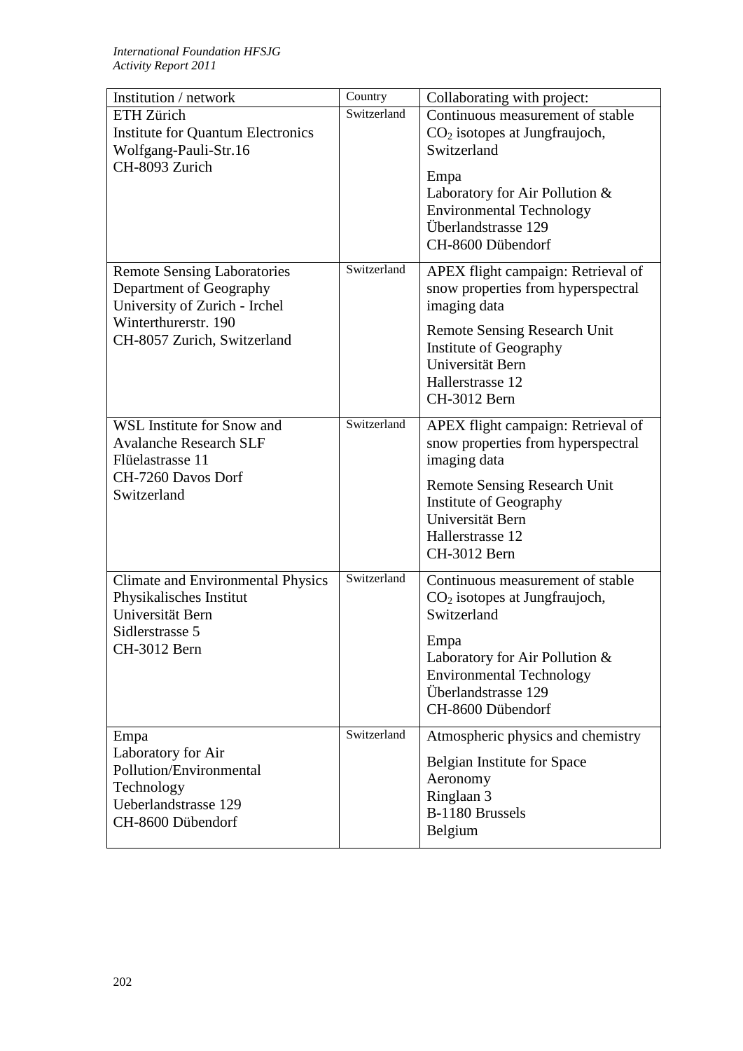| Institution / network | Country | Collaborating with project: |
|---|---|---|
| ETH Zürich<br>Institute for Quantum Electronics<br>Wolfgang-Pauli-Str.16<br>CH-8093 Zurich | Switzerland | Continuous measurement of stable $CO_2$ isotopes at Jungfraujoch, Switzerland<br><br>Empa<br>Laboratory for Air Pollution & Environmental Technology<br>Überlandstrasse 129<br>CH-8600 Dübendorf |
| Remote Sensing Laboratories<br>Department of Geography<br>University of Zurich - Irchel<br>Winterthurerstr. 190<br>CH-8057 Zurich, Switzerland | Switzerland | APEX flight campaign: Retrieval of snow properties from hyperspectral imaging data<br><br>Remote Sensing Research Unit<br>Institute of Geography<br>Universität Bern<br>Hallerstrasse 12<br>CH-3012 Bern |
| WSL Institute for Snow and Avalanche Research SLF<br>Flüelastrasse 11<br>CH-7260 Davos Dorf<br>Switzerland | Switzerland | APEX flight campaign: Retrieval of snow properties from hyperspectral imaging data<br><br>Remote Sensing Research Unit<br>Institute of Geography<br>Universität Bern<br>Hallerstrasse 12<br>CH-3012 Bern |
| Climate and Environmental Physics<br>Physikalisches Institut<br>Universität Bern<br>Sidlerstrasse 5<br>CH-3012 Bern | Switzerland | Continuous measurement of stable $CO_2$ isotopes at Jungfraujoch, Switzerland<br><br>Empa<br>Laboratory for Air Pollution & Environmental Technology<br>Überlandstrasse 129<br>CH-8600 Dübendorf |
| Empa<br>Laboratory for Air Pollution/Environmental Technology<br>Ueberlandstrasse 129<br>CH-8600 Dübendorf | Switzerland | Atmospheric physics and chemistry<br><br>Belgian Institute for Space Aeronomy<br>Ringlaan 3<br>B-1180 Brussels<br>Belgium |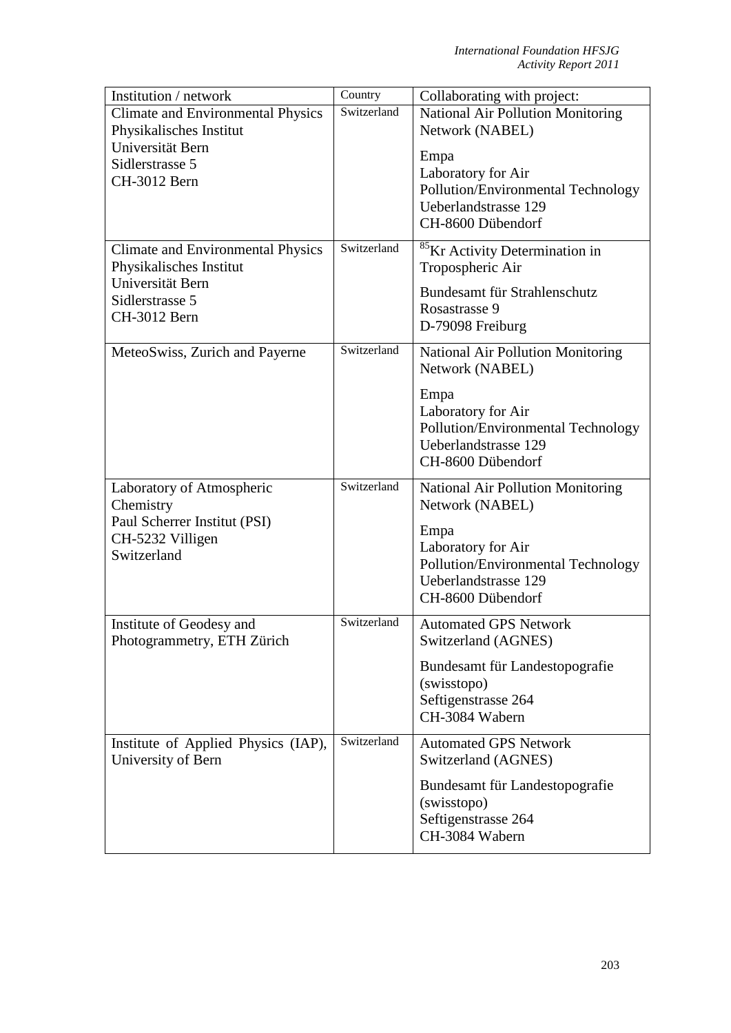| Institution / network | Country | Collaborating with project: |
| --- | --- | --- |
| Climate and Environmental Physics<br>Physikalisches Institut<br>Universität Bern<br>Sidlerstrasse 5<br>CH-3012 Bern | Switzerland | National Air Pollution Monitoring Network (NABEL)<br><br>Empa<br>Laboratory for Air Pollution/Environmental Technology<br>Ueberlandstrasse 129<br>CH-8600 Dübendorf |
| Climate and Environmental Physics<br>Physikalisches Institut<br>Universität Bern<br>Sidlerstrasse 5<br>CH-3012 Bern | Switzerland | $^{85}$Kr Activity Determination in Tropospheric Air<br><br>Bundesamt für Strahlenschutz<br>Rosastrasse 9<br>D-79098 Freiburg |
| MeteoSwiss, Zurich and Payerne | Switzerland | National Air Pollution Monitoring Network (NABEL)<br><br>Empa<br>Laboratory for Air Pollution/Environmental Technology<br>Ueberlandstrasse 129<br>CH-8600 Dübendorf |
| Laboratory of Atmospheric Chemistry<br>Paul Scherrer Institut (PSI)<br>CH-5232 Villigen<br>Switzerland | Switzerland | National Air Pollution Monitoring Network (NABEL)<br><br>Empa<br>Laboratory for Air Pollution/Environmental Technology<br>Ueberlandstrasse 129<br>CH-8600 Dübendorf |
| Institute of Geodesy and Photogrammetry, ETH Zürich | Switzerland | Automated GPS Network Switzerland (AGNES)<br><br>Bundesamt für Landestopografie (swisstopo)<br>Seftigenstrasse 264<br>CH-3084 Wabern |
| Institute of Applied Physics (IAP), University of Bern | Switzerland | Automated GPS Network Switzerland (AGNES)<br><br>Bundesamt für Landestopografie (swisstopo)<br>Seftigenstrasse 264<br>CH-3084 Wabern |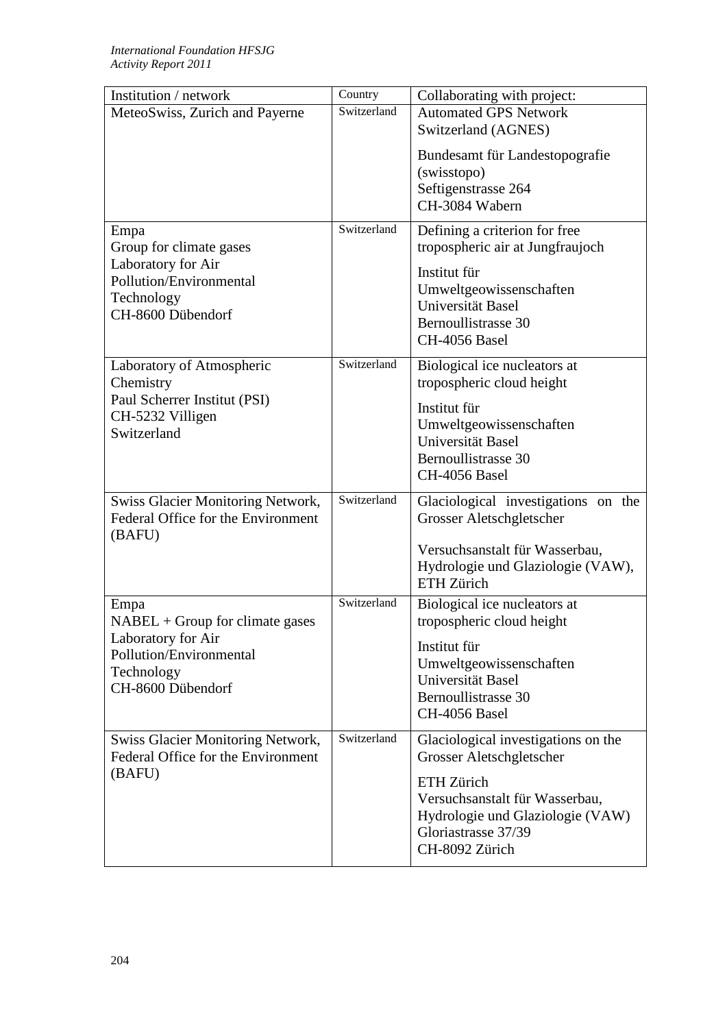| Institution / network | Country | Collaborating with project: |
|---|---|---|
| MeteoSwiss, Zurich and Payerne | Switzerland | Automated GPS Network Switzerland (AGNES)<br><br>Bundesamt für Landestopografie (swisstopo)<br>Seftigenstrasse 264<br>CH-3084 Wabern |
| Empa<br>Group for climate gases<br>Laboratory for Air Pollution/Environmental Technology<br>CH-8600 Dübendorf | Switzerland | Defining a criterion for free tropospheric air at Jungfraujoch<br><br>Institut für Umweltgeowissenschaften<br>Universität Basel<br>Bernoullistrasse 30<br>CH-4056 Basel |
| Laboratory of Atmospheric Chemistry<br>Paul Scherrer Institut (PSI)<br>CH-5232 Villigen<br>Switzerland | Switzerland | Biological ice nucleators at tropospheric cloud height<br><br>Institut für Umweltgeowissenschaften<br>Universität Basel<br>Bernoullistrasse 30<br>CH-4056 Basel |
| Swiss Glacier Monitoring Network, Federal Office for the Environment (BAFU) | Switzerland | Glaciological investigations on the Grosser Aletschgletscher<br><br>Versuchsanstalt für Wasserbau, Hydrologie und Glaziologie (VAW), ETH Zürich |
| Empa<br>NABEL + Group for climate gases<br>Laboratory for Air Pollution/Environmental Technology<br>CH-8600 Dübendorf | Switzerland | Biological ice nucleators at tropospheric cloud height<br><br>Institut für Umweltgeowissenschaften<br>Universität Basel<br>Bernoullistrasse 30<br>CH-4056 Basel |
| Swiss Glacier Monitoring Network, Federal Office for the Environment (BAFU) | Switzerland | Glaciological investigations on the Grosser Aletschgletscher<br><br>ETH Zürich<br>Versuchsanstalt für Wasserbau, Hydrologie und Glaziologie (VAW)<br>Gloriastrasse 37/39<br>CH-8092 Zürich |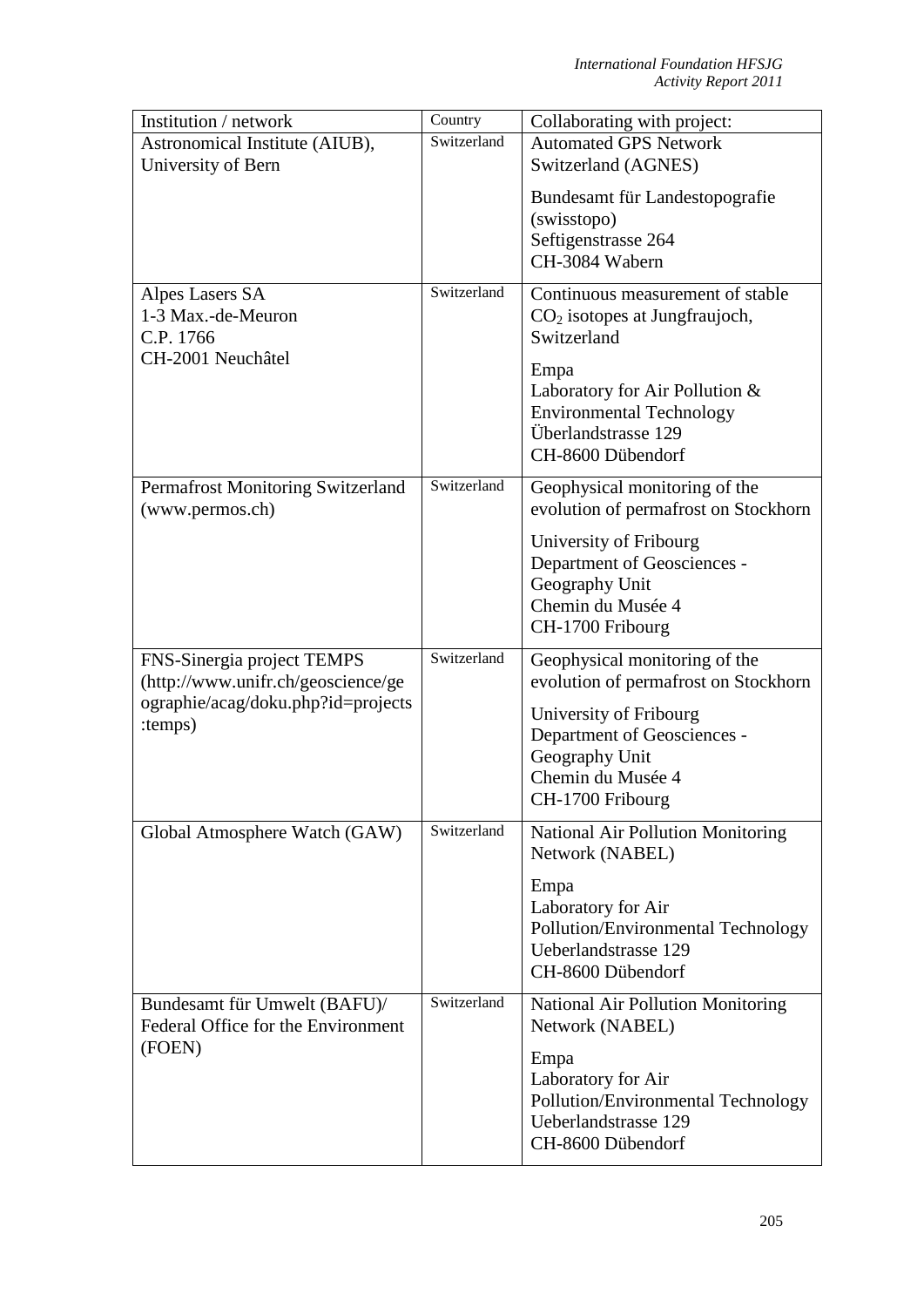| Institution / network | Country | Collaborating with project: |
|---|---|---|
| Astronomical Institute (AIUB), University of Bern | Switzerland | Automated GPS Network Switzerland (AGNES)<br><br>Bundesamt für Landestopografie (swisstopo)<br>Seftigenstrasse 264<br>CH-3084 Wabern |
| Alpes Lasers SA<br>1-3 Max.-de-Meuron<br>C.P. 1766<br>CH-2001 Neuchâtel | Switzerland | Continuous measurement of stable $CO_2$ isotopes at Jungfraujoch, Switzerland<br><br>Empa<br>Laboratory for Air Pollution & Environmental Technology<br>Überlandstrasse 129<br>CH-8600 Dübendorf |
| Permafrost Monitoring Switzerland (www.permos.ch) | Switzerland | Geophysical monitoring of the evolution of permafrost on Stockhorn<br><br>University of Fribourg<br>Department of Geosciences - Geography Unit<br>Chemin du Musée 4<br>CH-1700 Fribourg |
| FNS-Sinergia project TEMPS (http://www.unifr.ch/geoscience/geographie/acag/doku.php?id=projects:temps) | Switzerland | Geophysical monitoring of the evolution of permafrost on Stockhorn<br><br>University of Fribourg<br>Department of Geosciences - Geography Unit<br>Chemin du Musée 4<br>CH-1700 Fribourg |
| Global Atmosphere Watch (GAW) | Switzerland | National Air Pollution Monitoring Network (NABEL)<br><br>Empa<br>Laboratory for Air Pollution/Environmental Technology<br>Ueberlandstrasse 129<br>CH-8600 Dübendorf |
| Bundesamt für Umwelt (BAFU)/ Federal Office for the Environment (FOEN) | Switzerland | National Air Pollution Monitoring Network (NABEL)<br><br>Empa<br>Laboratory for Air Pollution/Environmental Technology<br>Ueberlandstrasse 129<br>CH-8600 Dübendorf |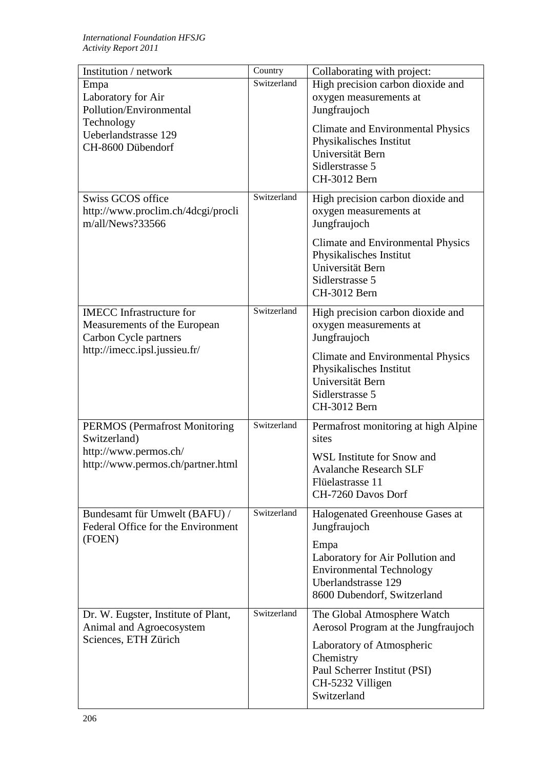| Institution / network | Country | Collaborating with project: |
|---|---|---|
| Empa<br>Laboratory for Air Pollution/Environmental Technology<br>Ueberlandstrasse 129<br>CH-8600 Dübendorf | Switzerland | High precision carbon dioxide and oxygen measurements at Jungfraujoch<br><br>Climate and Environmental Physics<br>Physikalisches Institut<br>Universität Bern<br>Sidlerstrasse 5<br>CH-3012 Bern |
| Swiss GCOS office<br>http://www.proclim.ch/4dcgi/proclim/all/News?33566 | Switzerland | High precision carbon dioxide and oxygen measurements at Jungfraujoch<br><br>Climate and Environmental Physics<br>Physikalisches Institut<br>Universität Bern<br>Sidlerstrasse 5<br>CH-3012 Bern |
| IMECC Infrastructure for Measurements of the European Carbon Cycle partners<br>http://imecc.ipsl.jussieu.fr/ | Switzerland | High precision carbon dioxide and oxygen measurements at Jungfraujoch<br><br>Climate and Environmental Physics<br>Physikalisches Institut<br>Universität Bern<br>Sidlerstrasse 5<br>CH-3012 Bern |
| PERMOS (Permafrost Monitoring Switzerland)<br>http://www.permos.ch/<br>http://www.permos.ch/partner.html | Switzerland | Permafrost monitoring at high Alpine sites<br><br>WSL Institute for Snow and Avalanche Research SLF<br>Flüelastrasse 11<br>CH-7260 Davos Dorf |
| Bundesamt für Umwelt (BAFU) / Federal Office for the Environment (FOEN) | Switzerland | Halogenated Greenhouse Gases at Jungfraujoch<br><br>Empa<br>Laboratory for Air Pollution and Environmental Technology<br>Uberlandstrasse 129<br>8600 Dubendorf, Switzerland |
| Dr. W. Eugster, Institute of Plant, Animal and Agroecosystem Sciences, ETH Zürich | Switzerland | The Global Atmosphere Watch Aerosol Program at the Jungfraujoch<br><br>Laboratory of Atmospheric Chemistry<br>Paul Scherrer Institut (PSI)<br>CH-5232 Villigen<br>Switzerland |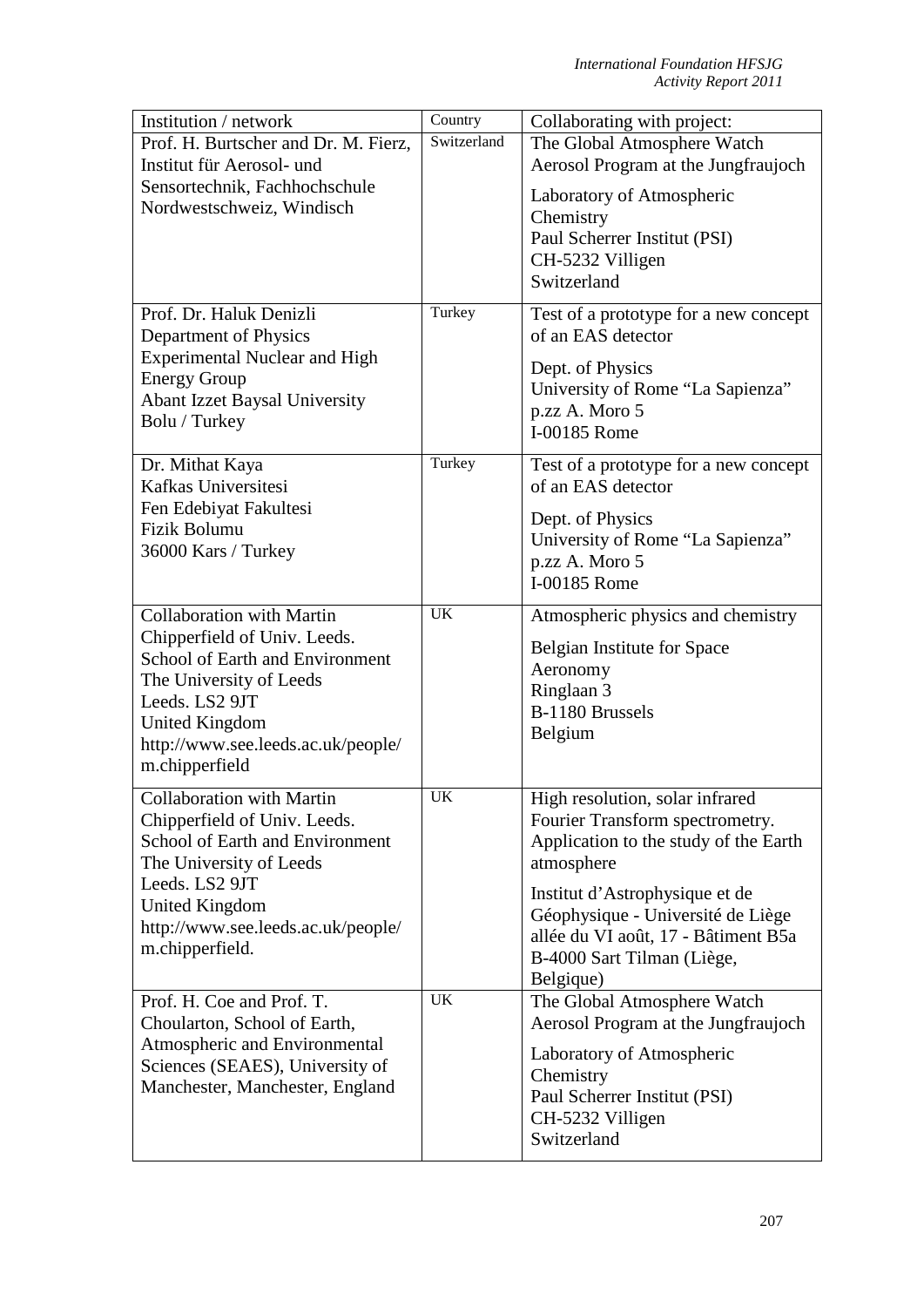| Institution / network | Country | Collaborating with project: |
|---|---|---|
| Prof. H. Burtscher and Dr. M. Fierz, Institut für Aerosol- und Sensortechnik, Fachhochschule Nordwestschweiz, Windisch | Switzerland | The Global Atmosphere Watch Aerosol Program at the Jungfraujoch<br><br>Laboratory of Atmospheric Chemistry<br>Paul Scherrer Institut (PSI)<br>CH-5232 Villigen<br>Switzerland |
| Prof. Dr. Haluk Denizli<br>Department of Physics<br>Experimental Nuclear and High Energy Group<br>Abant Izzet Baysal University<br>Bolu / Turkey | Turkey | Test of a prototype for a new concept of an EAS detector<br><br>Dept. of Physics<br>University of Rome "La Sapienza"<br>p.zz A. Moro 5<br>I-00185 Rome |
| Dr. Mithat Kaya<br>Kafkas Universitesi<br>Fen Edebiyat Fakultesi<br>Fizik Bolumu<br>36000 Kars / Turkey | Turkey | Test of a prototype for a new concept of an EAS detector<br><br>Dept. of Physics<br>University of Rome "La Sapienza"<br>p.zz A. Moro 5<br>I-00185 Rome |
| Collaboration with Martin Chipperfield of Univ. Leeds.<br>School of Earth and Environment<br>The University of Leeds<br>Leeds. LS2 9JT<br>United Kingdom<br>http://www.see.leeds.ac.uk/people/m.chipperfield | UK | Atmospheric physics and chemistry<br><br>Belgian Institute for Space Aeronomy<br>Ringlaan 3<br>B-1180 Brussels<br>Belgium |
| Collaboration with Martin Chipperfield of Univ. Leeds.<br>School of Earth and Environment<br>The University of Leeds<br>Leeds. LS2 9JT<br>United Kingdom<br>http://www.see.leeds.ac.uk/people/m.chipperfield. | UK | High resolution, solar infrared Fourier Transform spectrometry. Application to the study of the Earth atmosphere<br><br>Institut d'Astrophysique et de Géophysique - Université de Liège<br>allée du VI août, 17 - Bâtiment B5a<br>B-4000 Sart Tilman (Liège, Belgique) |
| Prof. H. Coe and Prof. T. Choularton, School of Earth, Atmospheric and Environmental Sciences (SEAES), University of Manchester, Manchester, England | UK | The Global Atmosphere Watch Aerosol Program at the Jungfraujoch<br><br>Laboratory of Atmospheric Chemistry<br>Paul Scherrer Institut (PSI)<br>CH-5232 Villigen<br>Switzerland |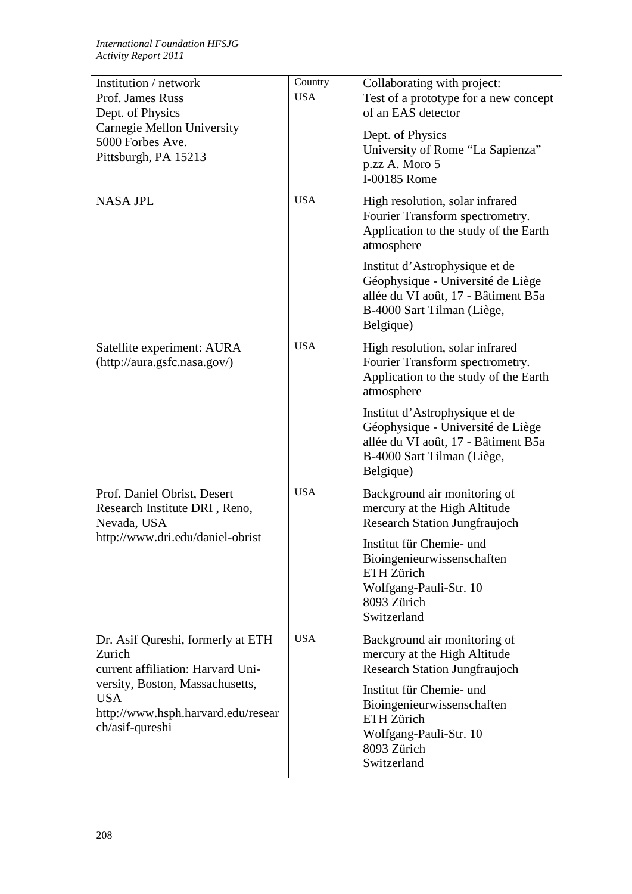| Institution / network | Country | Collaborating with project: |
|---|---|---|
| Prof. James Russ<br>Dept. of Physics<br>Carnegie Mellon University<br>5000 Forbes Ave.<br>Pittsburgh, PA 15213 | USA | Test of a prototype for a new concept of an EAS detector<br><br>Dept. of Physics<br>University of Rome “La Sapienza”<br>p.zz A. Moro 5<br>I-00185 Rome |
| NASA JPL | USA | High resolution, solar infrared Fourier Transform spectrometry. Application to the study of the Earth atmosphere<br><br>Institut d’Astrophysique et de Géophysique - Université de Liège<br>allée du VI août, 17 - Bâtiment B5a<br>B-4000 Sart Tilman (Liège, Belgique) |
| Satellite experiment: AURA (http://aura.gsfc.nasa.gov/) | USA | High resolution, solar infrared Fourier Transform spectrometry. Application to the study of the Earth atmosphere<br><br>Institut d’Astrophysique et de Géophysique - Université de Liège<br>allée du VI août, 17 - Bâtiment B5a<br>B-4000 Sart Tilman (Liège, Belgique) |
| Prof. Daniel Obrist, Desert Research Institute DRI , Reno, Nevada, USA<br>http://www.dri.edu/daniel-obrist | USA | Background air monitoring of mercury at the High Altitude Research Station Jungfraujoch<br><br>Institut für Chemie- und Bioingenieurwissenschaften<br>ETH Zürich<br>Wolfgang-Pauli-Str. 10<br>8093 Zürich<br>Switzerland |
| Dr. Asif Qureshi, formerly at ETH Zurich<br>current affiliation: Harvard University, Boston, Massachusetts, USA<br>http://www.hsph.harvard.edu/research/asif-qureshi | USA | Background air monitoring of mercury at the High Altitude Research Station Jungfraujoch<br><br>Institut für Chemie- und Bioingenieurwissenschaften<br>ETH Zürich<br>Wolfgang-Pauli-Str. 10<br>8093 Zürich<br>Switzerland |